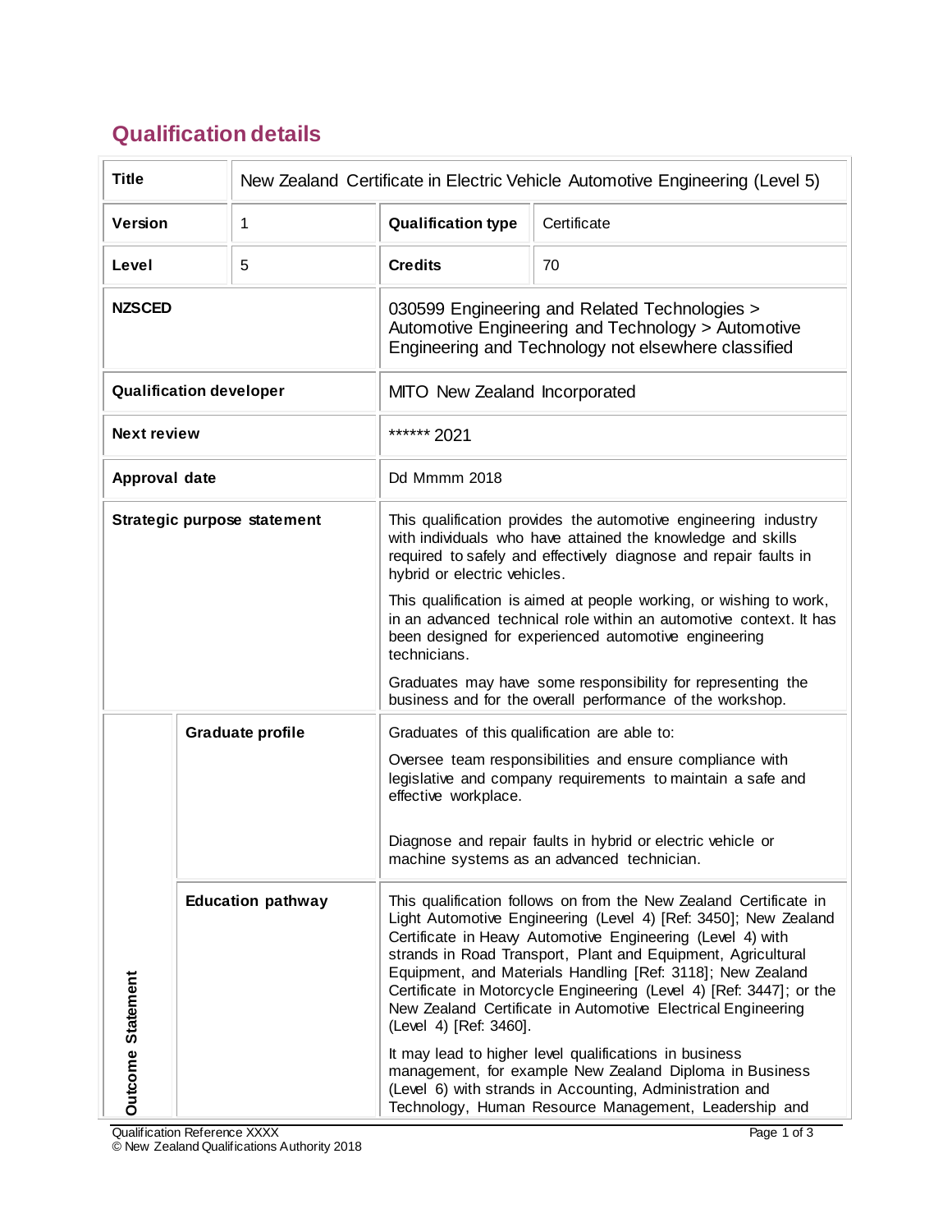## Qualification details

| Title | New Zealand Certificate in Electric Vehicle Automotive Engineering (Level 5) | | |
|---|---|---|---|
| Version | 1 | Qualification type | Certificate |
| Level | 5 | Credits | 70 |
| NZSCED | | 030599 Engineering and Related Technologies > Automotive Engineering and Technology > Automotive Engineering and Technology not elsewhere classified | |
| Qualification developer | | MITO New Zealand Incorporated | |
| Next review | | ****** 2021 | |
| Approval date | | Dd Mmmm 2018 | |
| Strategic purpose statement | | This qualification provides the automotive engineering industry with individuals who have attained the knowledge and skills required to safely and effectively diagnose and repair faults in hybrid or electric vehicles.<br><br>This qualification is aimed at people working, or wishing to work, in an advanced technical role within an automotive context. It has been designed for experienced automotive engineering technicians.<br><br>Graduates may have some responsibility for representing the business and for the overall performance of the workshop. | |
| Outcome Statement | Graduate profile | Graduates of this qualification are able to:<br><br>Oversee team responsibilities and ensure compliance with legislative and company requirements to maintain a safe and effective workplace.<br><br>Diagnose and repair faults in hybrid or electric vehicle or machine systems as an advanced technician. | |
| | Education pathway | This qualification follows on from the New Zealand Certificate in Light Automotive Engineering (Level 4) [Ref: 3450]; New Zealand Certificate in Heavy Automotive Engineering (Level 4) with strands in Road Transport, Plant and Equipment, Agricultural Equipment, and Materials Handling [Ref: 3118]; New Zealand Certificate in Motorcycle Engineering (Level 4) [Ref: 3447]; or the New Zealand Certificate in Automotive Electrical Engineering (Level 4) [Ref: 3460].<br><br>It may lead to higher level qualifications in business management, for example New Zealand Diploma in Business (Level 6) with strands in Accounting, Administration and Technology, Human Resource Management, Leadership and | |

Qualification Reference XXXX
© New Zealand Qualifications Authority 2018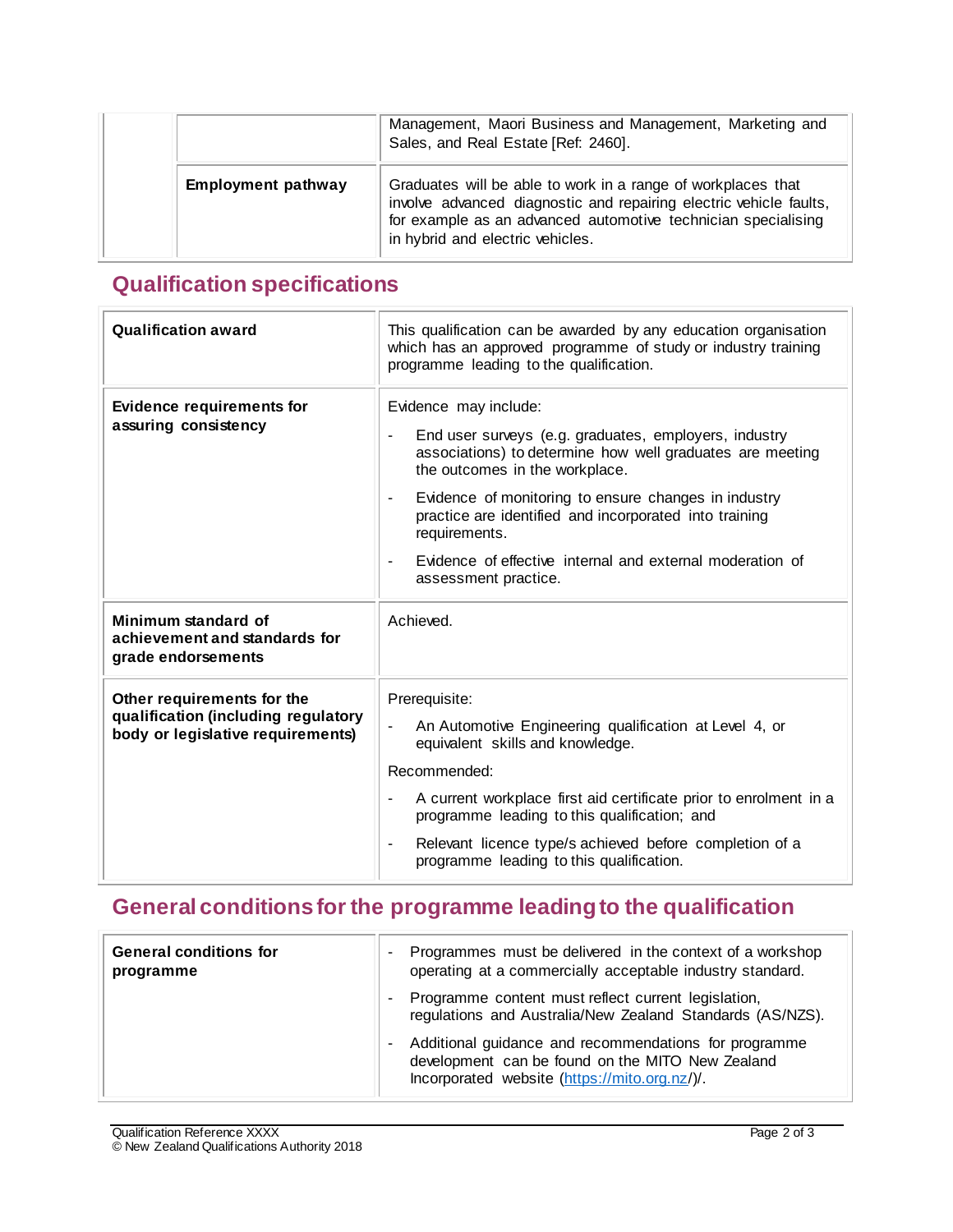| | | |
|---|---|---|
| | | Management, Maori Business and Management, Marketing and Sales, and Real Estate [Ref: 2460]. |
| | **Employment pathway** | Graduates will be able to work in a range of workplaces that involve advanced diagnostic and repairing electric vehicle faults, for example as an advanced automotive technician specialising in hybrid and electric vehicles. |

## Qualification specifications

| | |
|---|---|
| **Qualification award** | This qualification can be awarded by any education organisation which has an approved programme of study or industry training programme leading to the qualification. |
| **Evidence requirements for assuring consistency** | Evidence may include:<br>- End user surveys (e.g. graduates, employers, industry associations) to determine how well graduates are meeting the outcomes in the workplace.<br>- Evidence of monitoring to ensure changes in industry practice are identified and incorporated into training requirements.<br>- Evidence of effective internal and external moderation of assessment practice. |
| **Minimum standard of achievement and standards for grade endorsements** | Achieved. |
| **Other requirements for the qualification (including regulatory body or legislative requirements)** | Prerequisite:<br>- An Automotive Engineering qualification at Level 4, or equivalent skills and knowledge.<br>Recommended:<br>- A current workplace first aid certificate prior to enrolment in a programme leading to this qualification; and<br>- Relevant licence type/s achieved before completion of a programme leading to this qualification. |

## General conditions for the programme leading to the qualification

| | |
|---|---|
| **General conditions for programme** | - Programmes must be delivered in the context of a workshop operating at a commercially acceptable industry standard.<br>- Programme content must reflect current legislation, regulations and Australia/New Zealand Standards (AS/NZS).<br>- Additional guidance and recommendations for programme development can be found on the MITO New Zealand Incorporated website (https://mito.org.nz/)/. |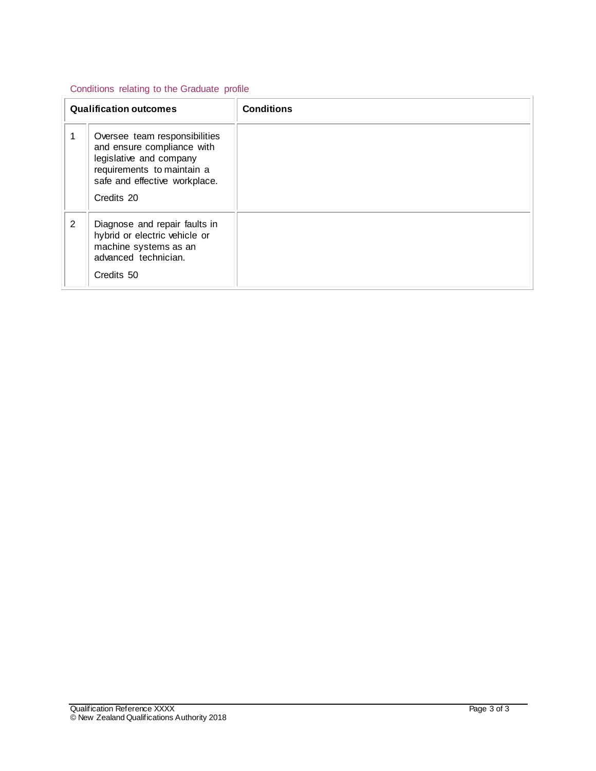### Conditions relating to the Graduate profile

| Qualification outcomes | | Conditions |
|---|---|---|
| 1 | Oversee team responsibilities and ensure compliance with legislative and company requirements to maintain a safe and effective workplace.<br><br>Credits 20 | |
| 2 | Diagnose and repair faults in hybrid or electric vehicle or machine systems as an advanced technician.<br><br>Credits 50 | |